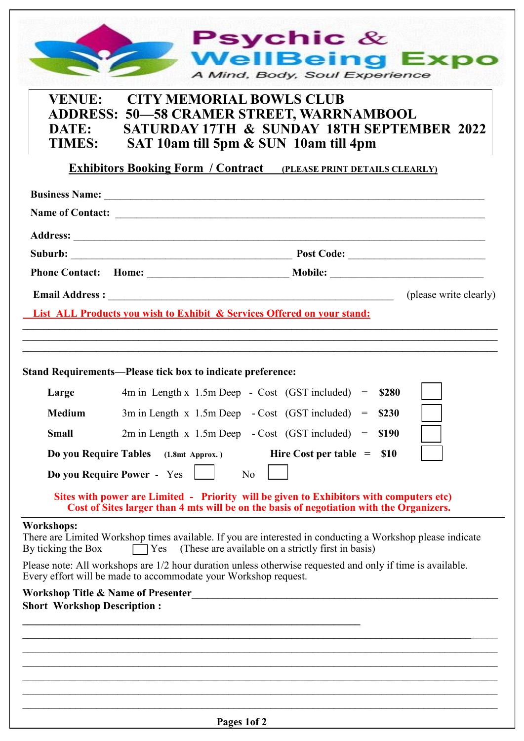# Psychic & WellBeing Expo

*A Mind, Body, Soul Experience*

**VENUE:** CITY MEMORIAL BOWLS CLUB
**ADDRESS:** 50—58 CRAMER STREET, WARRNAMBOOL
**DATE:** SATURDAY 17TH & SUNDAY 18TH SEPTEMBER 2022
**TIMES:** SAT 10am till 5pm & SUN 10am till 4pm

## Exhibitors Booking Form / Contract (PLEASE PRINT DETAILS CLEARLY)

**Business Name:** ______________________________________________

**Name of Contact:** ______________________________________________

**Address:** ______________________________________________

**Suburb:** ______________________ **Post Code:** ______________________

**Phone Contact:** **Home:** ______________________ **Mobile:** ______________________

**Email Address :** ______________________________________________ (please write clearly)

**List ALL Products you wish to Exhibit & Services Offered on your stand:**

______________________________________________

______________________________________________

______________________________________________

**Stand Requirements—Please tick box to indicate preference:**

| | | | | |
|---|---|---|---|---|
| **Large** | 4m in Length x 1.5m Deep - Cost (GST included) | = | **$280** | ☐ |
| **Medium** | 3m in Length x 1.5m Deep - Cost (GST included) | = | **$230** | ☐ |
| **Small** | 2m in Length x 1.5m Deep - Cost (GST included) | = | **$190** | ☐ |
| **Do you Require Tables** (1.8mt Approx. ) | **Hire Cost per table** | = | **$10** | ☐ |

**Do you Require Power** - Yes ☐ No ☐

**Sites with power are Limited - Priority will be given to Exhibitors with computers etc)**
**Cost of Sites larger than 4 mts will be on the basis of negotiation with the Organizers.**

**Workshops:**
There are Limited Workshop times available. If you are interested in conducting a Workshop please indicate By ticking the Box ☐ Yes (These are available on a strictly first in basis)

Please note: All workshops are 1/2 hour duration unless otherwise requested and only if time is available. Every effort will be made to accommodate your Workshop request.

**Workshop Title & Name of Presenter**______________________________________________

**Short Workshop Description :**

______________________________________________

______________________________________________

______________________________________________

______________________________________________

______________________________________________

______________________________________________

______________________________________________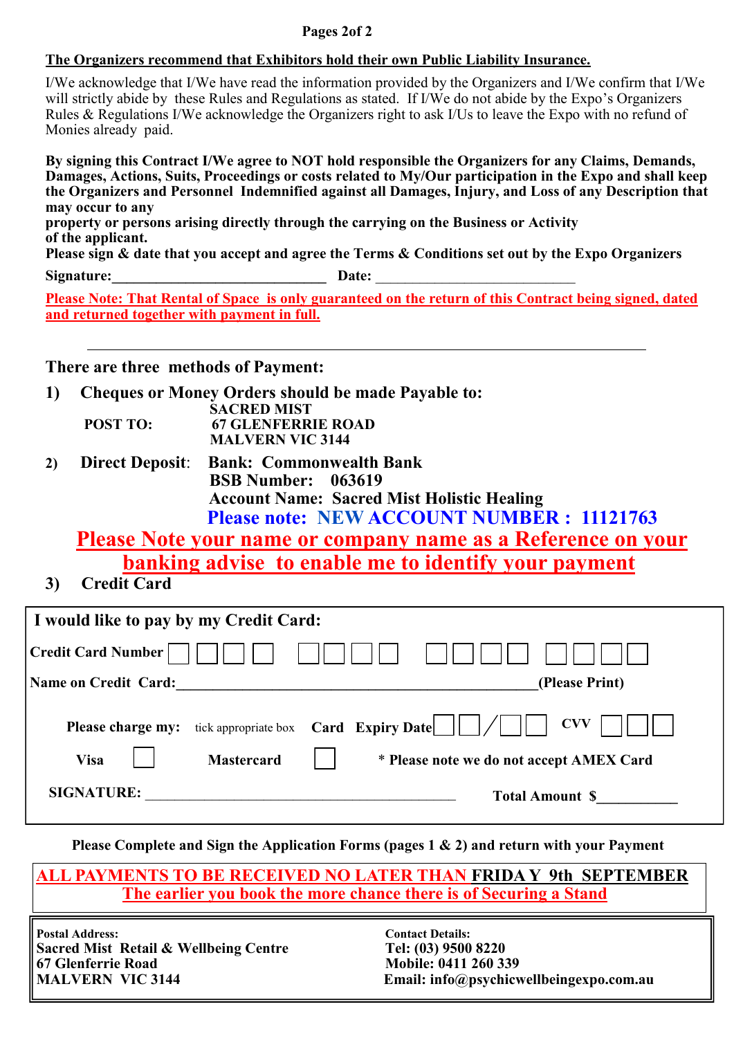**Pages 2of 2**

**The Organizers recommend that Exhibitors hold their own Public Liability Insurance.**

I/We acknowledge that I/We have read the information provided by the Organizers and I/We confirm that I/We will strictly abide by these Rules and Regulations as stated. If I/We do not abide by the Expo's Organizers Rules & Regulations I/We acknowledge the Organizers right to ask I/Us to leave the Expo with no refund of Monies already paid.

**By signing this Contract I/We agree to NOT hold responsible the Organizers for any Claims, Demands, Damages, Actions, Suits, Proceedings or costs related to My/Our participation in the Expo and shall keep the Organizers and Personnel Indemnified against all Damages, Injury, and Loss of any Description that may occur to any property or persons arising directly through the carrying on the Business or Activity of the applicant.**

**Please sign & date that you accept and agree the Terms & Conditions set out by the Expo Organizers**

**Signature:**_____________________________ **Date:** ___________________________

**Please Note: That Rental of Space is only guaranteed on the return of this Contract being signed, dated and returned together with payment in full.**

---

**There are three methods of Payment:**

1) **Cheques or Money Orders should be made Payable to:**

**SACRED MIST**

**POST TO:** **67 GLENFERRIE ROAD**
**MALVERN VIC 3144**

2) **Direct Deposit:** **Bank: Commonwealth Bank**
**BSB Number: 063619**
**Account Name: Sacred Mist Holistic Healing**
**Please note: NEW ACCOUNT NUMBER : 11121763**

**Please Note your name or company name as a Reference on your banking advise to enable me to identify your payment**

3) **Credit Card**

**I would like to pay by my Credit Card:**

**Credit Card Number** ☐☐☐☐ ☐☐☐☐ ☐☐☐☐ ☐☐☐☐

**Name on Credit Card:**__________________________________________________**(Please Print)**

**Please charge my:** tick appropriate box **Card Expiry Date** ☐☐/☐☐ **CVV** ☐☐☐

**Visa** ☐ **Mastercard** ☐ **\* Please note we do not accept AMEX Card**

**SIGNATURE:** ___________________________________________ **Total Amount $**___________

**Please Complete and Sign the Application Forms (pages 1 & 2) and return with your Payment**

**ALL PAYMENTS TO BE RECEIVED NO LATER THAN FRIDA Y 9th SEPTEMBER**
**The earlier you book the more chance there is of Securing a Stand**

| | |
|---|---|
| **Postal Address:** | **Contact Details:** |
| **Sacred Mist Retail & Wellbeing Centre** | **Tel: (03) 9500 8220** |
| **67 Glenferrie Road** | **Mobile: 0411 260 339** |
| **MALVERN VIC 3144** | **Email: info@psychicwellbeingexpo.com.au** |